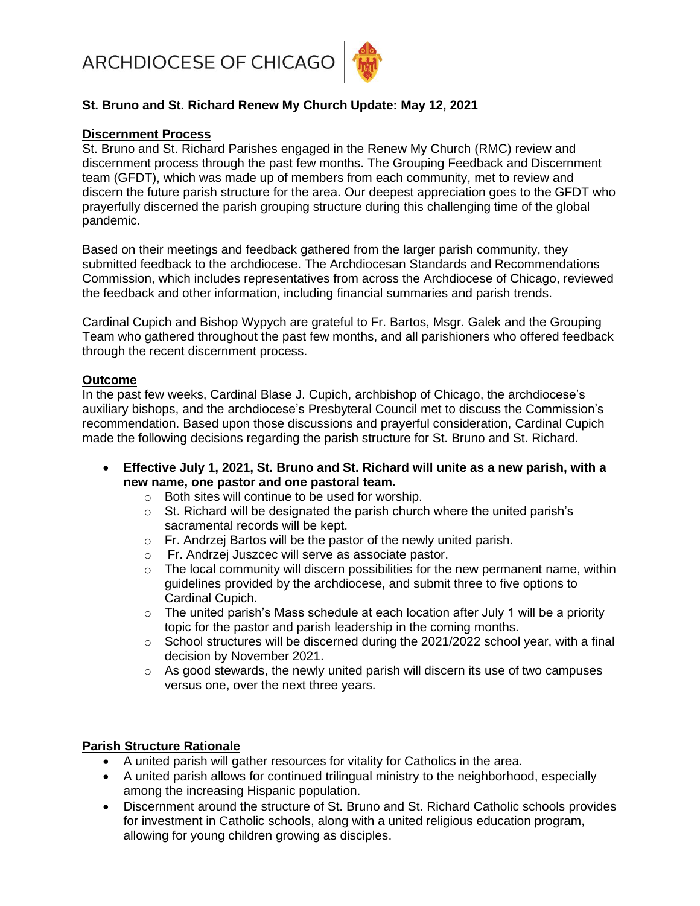ARCHDIOCESE OF CHICAGO

**St. Bruno and St. Richard Renew My Church Update: May 12, 2021**

## Discernment Process

St. Bruno and St. Richard Parishes engaged in the Renew My Church (RMC) review and discernment process through the past few months. The Grouping Feedback and Discernment team (GFDT), which was made up of members from each community, met to review and discern the future parish structure for the area. Our deepest appreciation goes to the GFDT who prayerfully discerned the parish grouping structure during this challenging time of the global pandemic.

Based on their meetings and feedback gathered from the larger parish community, they submitted feedback to the archdiocese. The Archdiocesan Standards and Recommendations Commission, which includes representatives from across the Archdiocese of Chicago, reviewed the feedback and other information, including financial summaries and parish trends.

Cardinal Cupich and Bishop Wypych are grateful to Fr. Bartos, Msgr. Galek and the Grouping Team who gathered throughout the past few months, and all parishioners who offered feedback through the recent discernment process.

## Outcome

In the past few weeks, Cardinal Blase J. Cupich, archbishop of Chicago, the archdiocese's auxiliary bishops, and the archdiocese's Presbyteral Council met to discuss the Commission's recommendation. Based upon those discussions and prayerful consideration, Cardinal Cupich made the following decisions regarding the parish structure for St. Bruno and St. Richard.

- **Effective July 1, 2021, St. Bruno and St. Richard will unite as a new parish, with a new name, one pastor and one pastoral team.**
  - Both sites will continue to be used for worship.
  - St. Richard will be designated the parish church where the united parish's sacramental records will be kept.
  - Fr. Andrzej Bartos will be the pastor of the newly united parish.
  - Fr. Andrzej Juszcec will serve as associate pastor.
  - The local community will discern possibilities for the new permanent name, within guidelines provided by the archdiocese, and submit three to five options to Cardinal Cupich.
  - The united parish's Mass schedule at each location after July 1 will be a priority topic for the pastor and parish leadership in the coming months.
  - School structures will be discerned during the 2021/2022 school year, with a final decision by November 2021.
  - As good stewards, the newly united parish will discern its use of two campuses versus one, over the next three years.

## Parish Structure Rationale

- A united parish will gather resources for vitality for Catholics in the area.
- A united parish allows for continued trilingual ministry to the neighborhood, especially among the increasing Hispanic population.
- Discernment around the structure of St. Bruno and St. Richard Catholic schools provides for investment in Catholic schools, along with a united religious education program, allowing for young children growing as disciples.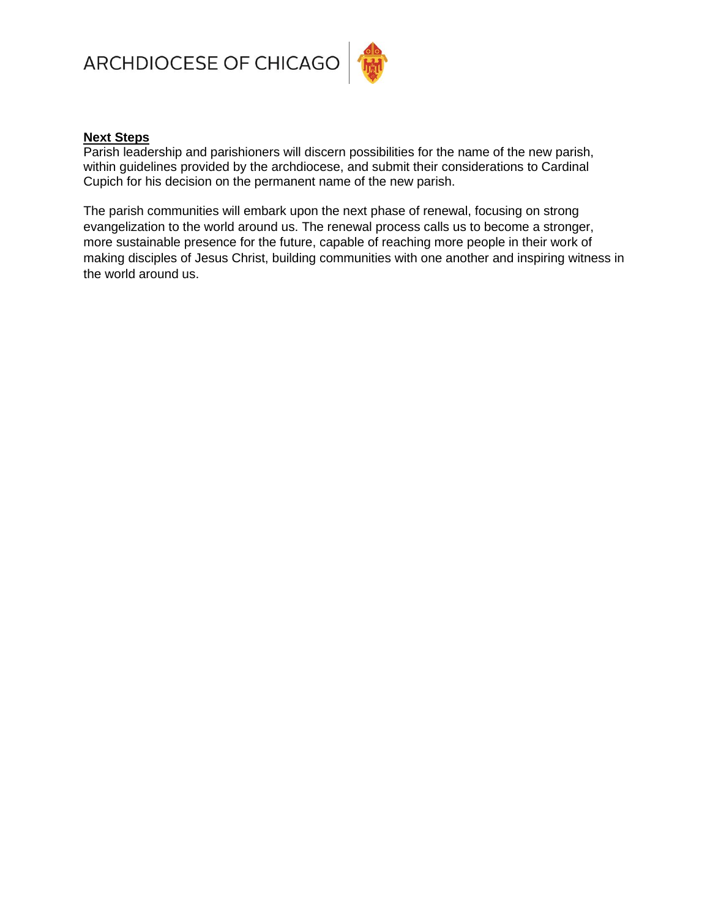**Next Steps**

Parish leadership and parishioners will discern possibilities for the name of the new parish, within guidelines provided by the archdiocese, and submit their considerations to Cardinal Cupich for his decision on the permanent name of the new parish.

The parish communities will embark upon the next phase of renewal, focusing on strong evangelization to the world around us. The renewal process calls us to become a stronger, more sustainable presence for the future, capable of reaching more people in their work of making disciples of Jesus Christ, building communities with one another and inspiring witness in the world around us.